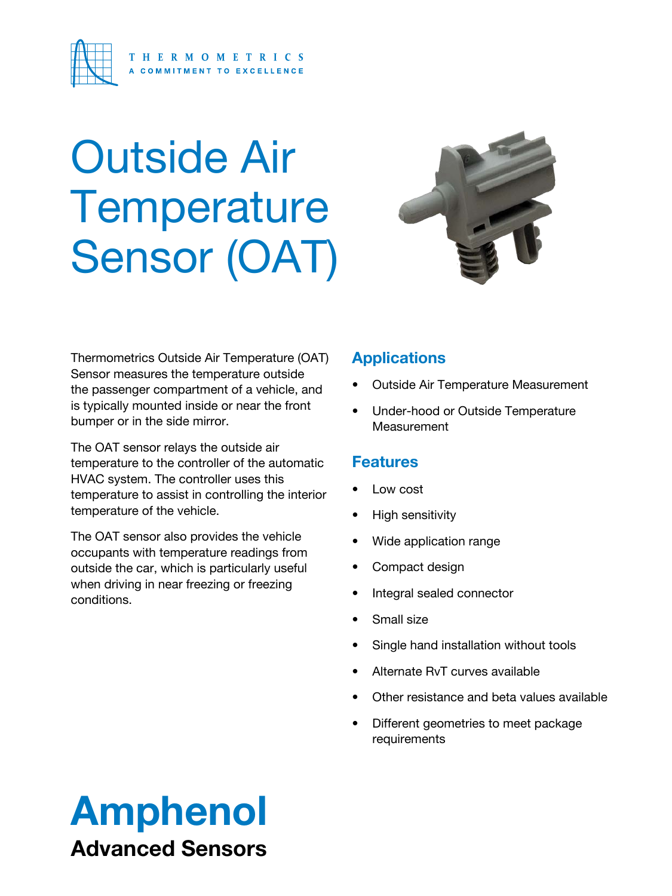THERMOMETRICS
A COMMITMENT TO EXCELLENCE

# Outside Air Temperature Sensor (OAT)

Thermometrics Outside Air Temperature (OAT) Sensor measures the temperature outside the passenger compartment of a vehicle, and is typically mounted inside or near the front bumper or in the side mirror.

The OAT sensor relays the outside air temperature to the controller of the automatic HVAC system. The controller uses this temperature to assist in controlling the interior temperature of the vehicle.

The OAT sensor also provides the vehicle occupants with temperature readings from outside the car, which is particularly useful when driving in near freezing or freezing conditions.

## Applications

- Outside Air Temperature Measurement
- Under-hood or Outside Temperature Measurement

## Features

- Low cost
- High sensitivity
- Wide application range
- Compact design
- Integral sealed connector
- Small size
- Single hand installation without tools
- Alternate RvT curves available
- Other resistance and beta values available
- Different geometries to meet package requirements

**Amphenol**
**Advanced Sensors**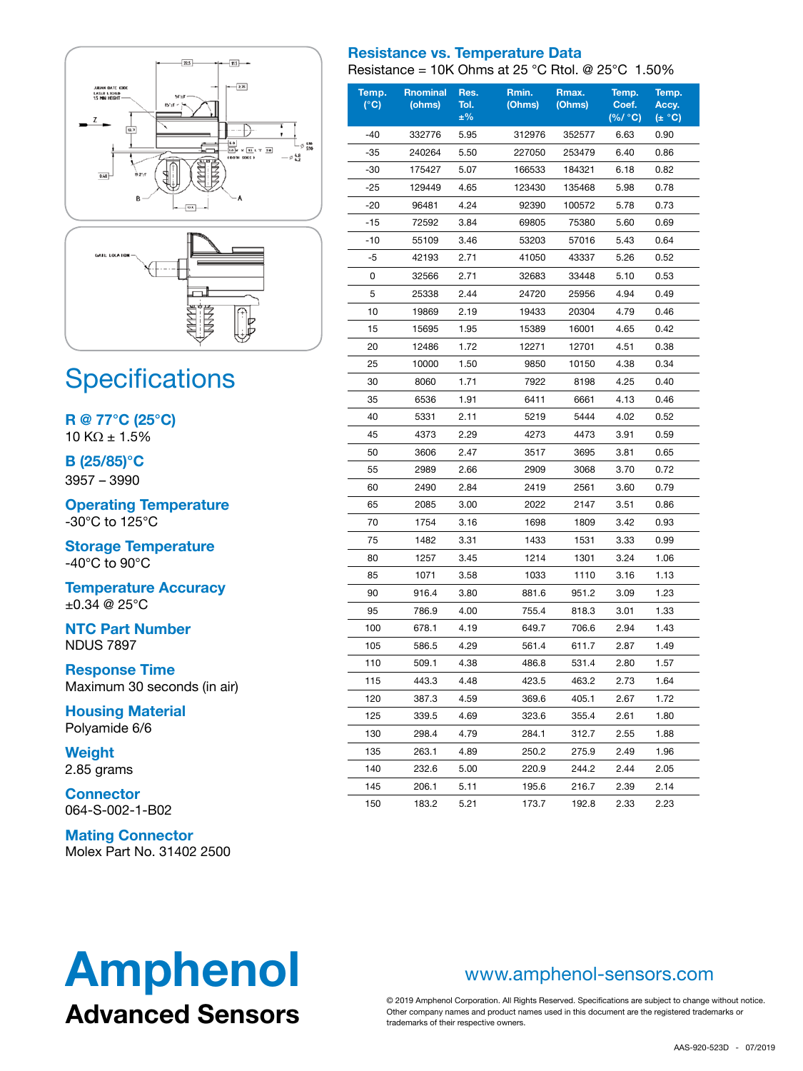## Specifications

### R @ 77°C (25°C)
10 KΩ ± 1.5%

### B (25/85)°C
3957 – 3990

### Operating Temperature
-30°C to 125°C

### Storage Temperature
-40°C to 90°C

### Temperature Accuracy
±0.34 @ 25°C

### NTC Part Number
NDUS 7897

### Response Time
Maximum 30 seconds (in air)

### Housing Material
Polyamide 6/6

### Weight
2.85 grams

### Connector
064-S-002-1-B02

### Mating Connector
Molex Part No. 31402 2500

## Resistance vs. Temperature Data

Resistance = 10K Ohms at 25 °C Rtol. @ 25°C 1.50%

| Temp. (°C) | Rnominal (ohms) | Res. Tol. ±% | Rmin. (Ohms) | Rmax. (Ohms) | Temp. Coef. (%/ °C) | Temp. Accy. (± °C) |
|---|---|---|---|---|---|---|
| -40 | 332776 | 5.95 | 312976 | 352577 | 6.63 | 0.90 |
| -35 | 240264 | 5.50 | 227050 | 253479 | 6.40 | 0.86 |
| -30 | 175427 | 5.07 | 166533 | 184321 | 6.18 | 0.82 |
| -25 | 129449 | 4.65 | 123430 | 135468 | 5.98 | 0.78 |
| -20 | 96481 | 4.24 | 92390 | 100572 | 5.78 | 0.73 |
| -15 | 72592 | 3.84 | 69805 | 75380 | 5.60 | 0.69 |
| -10 | 55109 | 3.46 | 53203 | 57016 | 5.43 | 0.64 |
| -5 | 42193 | 2.71 | 41050 | 43337 | 5.26 | 0.52 |
| 0 | 32566 | 2.71 | 32683 | 33448 | 5.10 | 0.53 |
| 5 | 25338 | 2.44 | 24720 | 25956 | 4.94 | 0.49 |
| 10 | 19869 | 2.19 | 19433 | 20304 | 4.79 | 0.46 |
| 15 | 15695 | 1.95 | 15389 | 16001 | 4.65 | 0.42 |
| 20 | 12486 | 1.72 | 12271 | 12701 | 4.51 | 0.38 |
| 25 | 10000 | 1.50 | 9850 | 10150 | 4.38 | 0.34 |
| 30 | 8060 | 1.71 | 7922 | 8198 | 4.25 | 0.40 |
| 35 | 6536 | 1.91 | 6411 | 6661 | 4.13 | 0.46 |
| 40 | 5331 | 2.11 | 5219 | 5444 | 4.02 | 0.52 |
| 45 | 4373 | 2.29 | 4273 | 4473 | 3.91 | 0.59 |
| 50 | 3606 | 2.47 | 3517 | 3695 | 3.81 | 0.65 |
| 55 | 2989 | 2.66 | 2909 | 3068 | 3.70 | 0.72 |
| 60 | 2490 | 2.84 | 2419 | 2561 | 3.60 | 0.79 |
| 65 | 2085 | 3.00 | 2022 | 2147 | 3.51 | 0.86 |
| 70 | 1754 | 3.16 | 1698 | 1809 | 3.42 | 0.93 |
| 75 | 1482 | 3.31 | 1433 | 1531 | 3.33 | 0.99 |
| 80 | 1257 | 3.45 | 1214 | 1301 | 3.24 | 1.06 |
| 85 | 1071 | 3.58 | 1033 | 1110 | 3.16 | 1.13 |
| 90 | 916.4 | 3.80 | 881.6 | 951.2 | 3.09 | 1.23 |
| 95 | 786.9 | 4.00 | 755.4 | 818.3 | 3.01 | 1.33 |
| 100 | 678.1 | 4.19 | 649.7 | 706.6 | 2.94 | 1.43 |
| 105 | 586.5 | 4.29 | 561.4 | 611.7 | 2.87 | 1.49 |
| 110 | 509.1 | 4.38 | 486.8 | 531.4 | 2.80 | 1.57 |
| 115 | 443.3 | 4.48 | 423.5 | 463.2 | 2.73 | 1.64 |
| 120 | 387.3 | 4.59 | 369.6 | 405.1 | 2.67 | 1.72 |
| 125 | 339.5 | 4.69 | 323.6 | 355.4 | 2.61 | 1.80 |
| 130 | 298.4 | 4.79 | 284.1 | 312.7 | 2.55 | 1.88 |
| 135 | 263.1 | 4.89 | 250.2 | 275.9 | 2.49 | 1.96 |
| 140 | 232.6 | 5.00 | 220.9 | 244.2 | 2.44 | 2.05 |
| 145 | 206.1 | 5.11 | 195.6 | 216.7 | 2.39 | 2.14 |
| 150 | 183.2 | 5.21 | 173.7 | 192.8 | 2.33 | 2.23 |

**Amphenol**
**Advanced Sensors**

www.amphenol-sensors.com

© 2019 Amphenol Corporation. All Rights Reserved. Specifications are subject to change without notice. Other company names and product names used in this document are the registered trademarks or trademarks of their respective owners.

AAS-920-523D - 07/2019